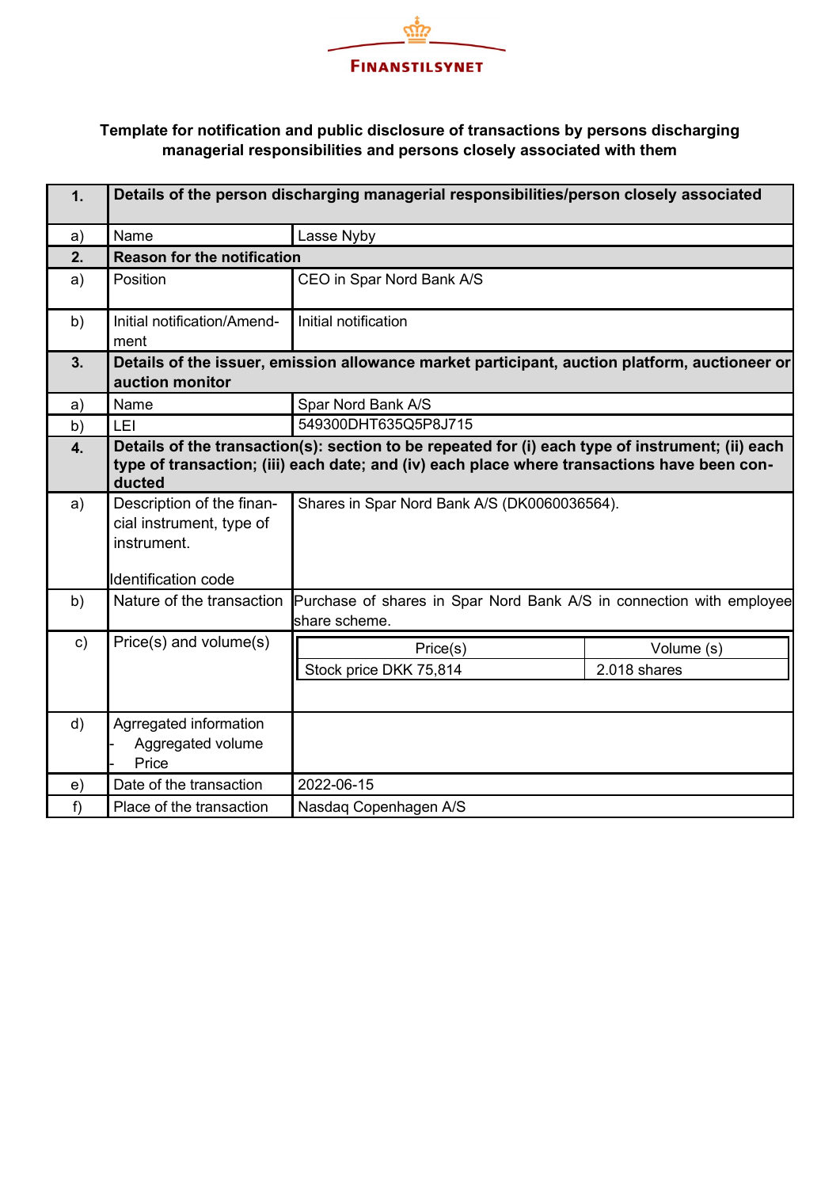FINANSTILSYNET

**Template for notification and public disclosure of transactions by persons discharging managerial responsibilities and persons closely associated with them**

| | | |
|---|---|---|
| **1.** | **Details of the person discharging managerial responsibilities/person closely associated** | |
| a) | Name | Lasse Nyby |
| **2.** | **Reason for the notification** | |
| a) | Position | CEO in Spar Nord Bank A/S |
| b) | Initial notification/Amendment | Initial notification |
| **3.** | **Details of the issuer, emission allowance market participant, auction platform, auctioneer or auction monitor** | |
| a) | Name | Spar Nord Bank A/S |
| b) | LEI | 549300DHT635Q5P8J715 |
| **4.** | **Details of the transaction(s): section to be repeated for (i) each type of instrument; (ii) each type of transaction; (iii) each date; and (iv) each place where transactions have been conducted** | |
| a) | Description of the financial instrument, type of instrument.<br><br>Identification code | Shares in Spar Nord Bank A/S (DK0060036564). |
| b) | Nature of the transaction | Purchase of shares in Spar Nord Bank A/S in connection with employee share scheme. |
| c) | Price(s) and volume(s) | Price(s): Stock price DKK 75,814 — Volume (s): 2.018 shares |
| d) | Agrregated information<br>- Aggregated volume<br>- Price | |
| e) | Date of the transaction | 2022-06-15 |
| f) | Place of the transaction | Nasdaq Copenhagen A/S |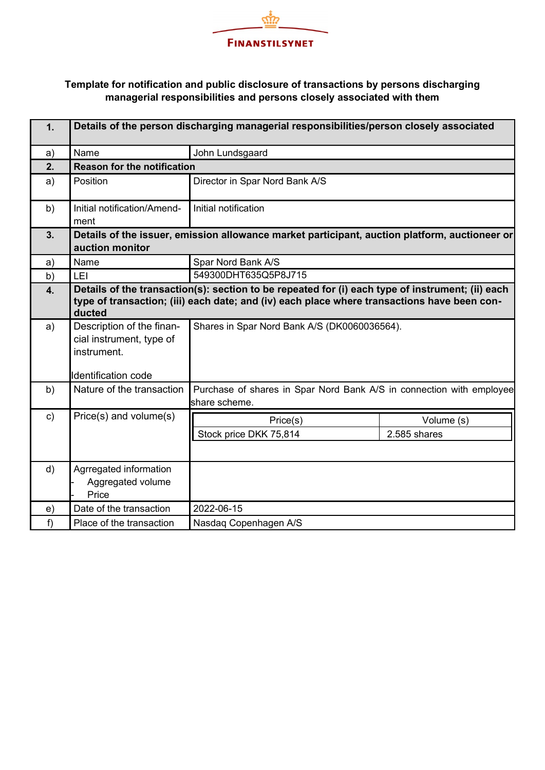FINANSTILSYNET

**Template for notification and public disclosure of transactions by persons discharging managerial responsibilities and persons closely associated with them**

| | | |
|---|---|---|
| **1.** | **Details of the person discharging managerial responsibilities/person closely associated** | |
| a) | Name | John Lundsgaard |
| **2.** | **Reason for the notification** | |
| a) | Position | Director in Spar Nord Bank A/S |
| b) | Initial notification/Amendment | Initial notification |
| **3.** | **Details of the issuer, emission allowance market participant, auction platform, auctioneer or auction monitor** | |
| a) | Name | Spar Nord Bank A/S |
| b) | LEI | 549300DHT635Q5P8J715 |
| **4.** | **Details of the transaction(s): section to be repeated for (i) each type of instrument; (ii) each type of transaction; (iii) each date; and (iv) each place where transactions have been conducted** | |
| a) | Description of the financial instrument, type of instrument.<br><br>Identification code | Shares in Spar Nord Bank A/S (DK0060036564). |
| b) | Nature of the transaction | Purchase of shares in Spar Nord Bank A/S in connection with employee share scheme. |
| c) | Price(s) and volume(s) | Price(s): Stock price DKK 75,814 — Volume (s): 2.585 shares |
| d) | Agrregated information<br>- Aggregated volume<br>- Price | |
| e) | Date of the transaction | 2022-06-15 |
| f) | Place of the transaction | Nasdaq Copenhagen A/S |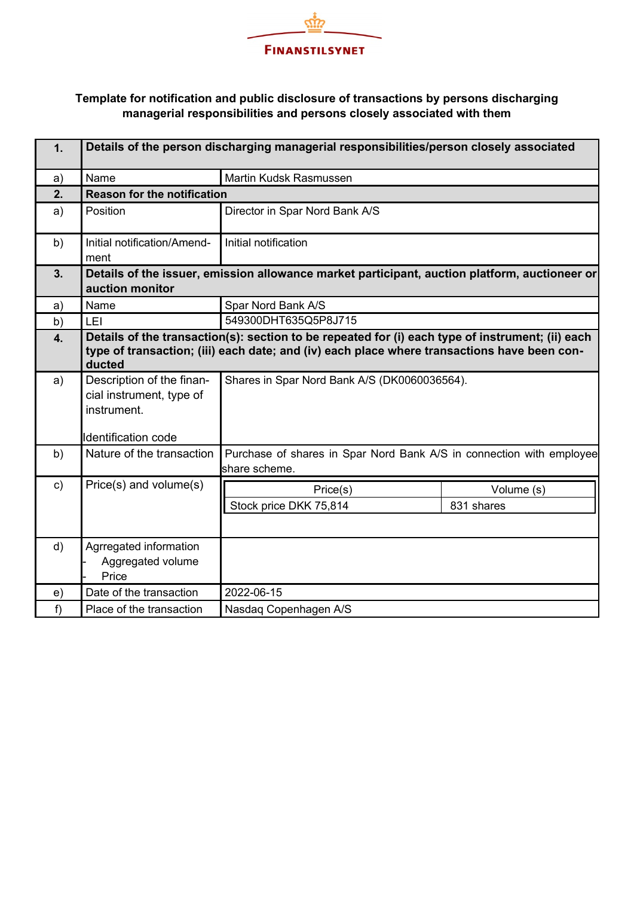FINANSTILSYNET

**Template for notification and public disclosure of transactions by persons discharging managerial responsibilities and persons closely associated with them**

| | | |
|---|---|---|
| **1.** | **Details of the person discharging managerial responsibilities/person closely associated** | |
| a) | Name | Martin Kudsk Rasmussen |
| **2.** | **Reason for the notification** | |
| a) | Position | Director in Spar Nord Bank A/S |
| b) | Initial notification/Amendment | Initial notification |
| **3.** | **Details of the issuer, emission allowance market participant, auction platform, auctioneer or auction monitor** | |
| a) | Name | Spar Nord Bank A/S |
| b) | LEI | 549300DHT635Q5P8J715 |
| **4.** | **Details of the transaction(s): section to be repeated for (i) each type of instrument; (ii) each type of transaction; (iii) each date; and (iv) each place where transactions have been conducted** | |
| a) | Description of the financial instrument, type of instrument.<br><br>Identification code | Shares in Spar Nord Bank A/S (DK0060036564). |
| b) | Nature of the transaction | Purchase of shares in Spar Nord Bank A/S in connection with employee share scheme. |
| c) | Price(s) and volume(s) | Price(s): Stock price DKK 75,814<br>Volume (s): 831 shares |
| d) | Agrregated information<br>- Aggregated volume<br>- Price | |
| e) | Date of the transaction | 2022-06-15 |
| f) | Place of the transaction | Nasdaq Copenhagen A/S |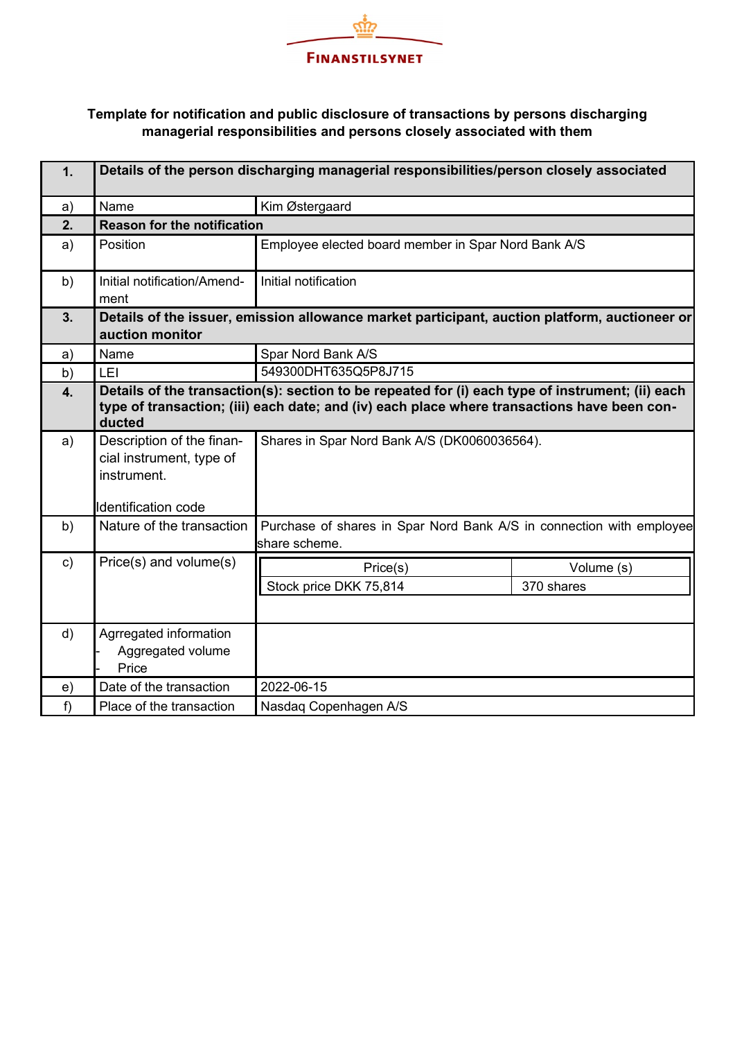FINANSTILSYNET

**Template for notification and public disclosure of transactions by persons discharging managerial responsibilities and persons closely associated with them**

| | | |
|---|---|---|
| **1.** | **Details of the person discharging managerial responsibilities/person closely associated** | |
| a) | Name | Kim Østergaard |
| **2.** | **Reason for the notification** | |
| a) | Position | Employee elected board member in Spar Nord Bank A/S |
| b) | Initial notification/Amendment | Initial notification |
| **3.** | **Details of the issuer, emission allowance market participant, auction platform, auctioneer or auction monitor** | |
| a) | Name | Spar Nord Bank A/S |
| b) | LEI | 549300DHT635Q5P8J715 |
| **4.** | **Details of the transaction(s): section to be repeated for (i) each type of instrument; (ii) each type of transaction; (iii) each date; and (iv) each place where transactions have been conducted** | |
| a) | Description of the financial instrument, type of instrument.<br><br>Identification code | Shares in Spar Nord Bank A/S (DK0060036564). |
| b) | Nature of the transaction | Purchase of shares in Spar Nord Bank A/S in connection with employee share scheme. |
| c) | Price(s) and volume(s) | Price(s): Stock price DKK 75,814 — Volume (s): 370 shares |
| d) | Agrregated information<br>- Aggregated volume<br>- Price | |
| e) | Date of the transaction | 2022-06-15 |
| f) | Place of the transaction | Nasdaq Copenhagen A/S |